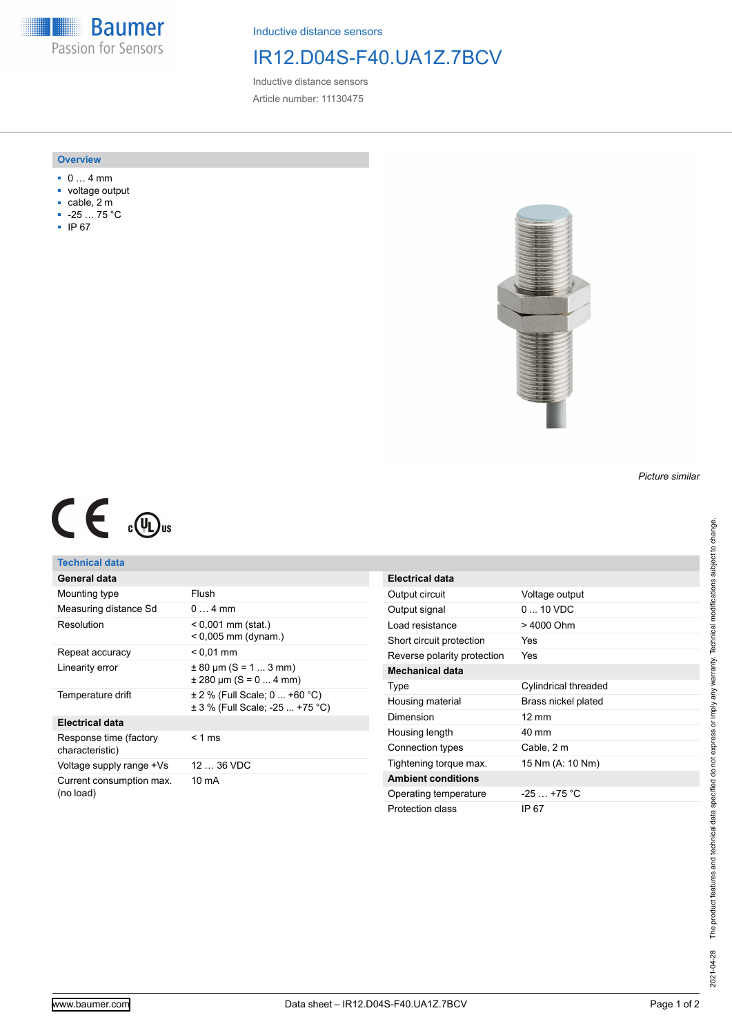Inductive distance sensors

# IR12.D04S-F40.UA1Z.7BCV

Inductive distance sensors

Article number: 11130475

## Overview

- 0 … 4 mm
- voltage output
- cable, 2 m
- -25 … 75 °C
- IP 67

*Picture similar*

## Technical data

| General data | |
|---|---|
| Mounting type | Flush |
| Measuring distance Sd | 0 … 4 mm |
| Resolution | < 0,001 mm (stat.)<br>< 0,005 mm (dynam.) |
| Repeat accuracy | < 0,01 mm |
| Linearity error | ± 80 µm (S = 1 ... 3 mm)<br>± 280 µm (S = 0 ... 4 mm) |
| Temperature drift | ± 2 % (Full Scale; 0 ... +60 °C)<br>± 3 % (Full Scale; -25 ... +75 °C) |
| **Electrical data** | |
| Response time (factory characteristic) | < 1 ms |
| Voltage supply range +Vs | 12 … 36 VDC |
| Current consumption max. (no load) | 10 mA |

| Electrical data | |
|---|---|
| Output circuit | Voltage output |
| Output signal | 0 ... 10 VDC |
| Load resistance | > 4000 Ohm |
| Short circuit protection | Yes |
| Reverse polarity protection | Yes |
| **Mechanical data** | |
| Type | Cylindrical threaded |
| Housing material | Brass nickel plated |
| Dimension | 12 mm |
| Housing length | 40 mm |
| Connection types | Cable, 2 m |
| Tightening torque max. | 15 Nm (A: 10 Nm) |
| **Ambient conditions** | |
| Operating temperature | -25 … +75 °C |
| Protection class | IP 67 |

2021-04-28 The product features and technical data specified do not express or imply any warranty. Technical modifications subject to change.

www.baumer.com Data sheet – IR12.D04S-F40.UA1Z.7BCV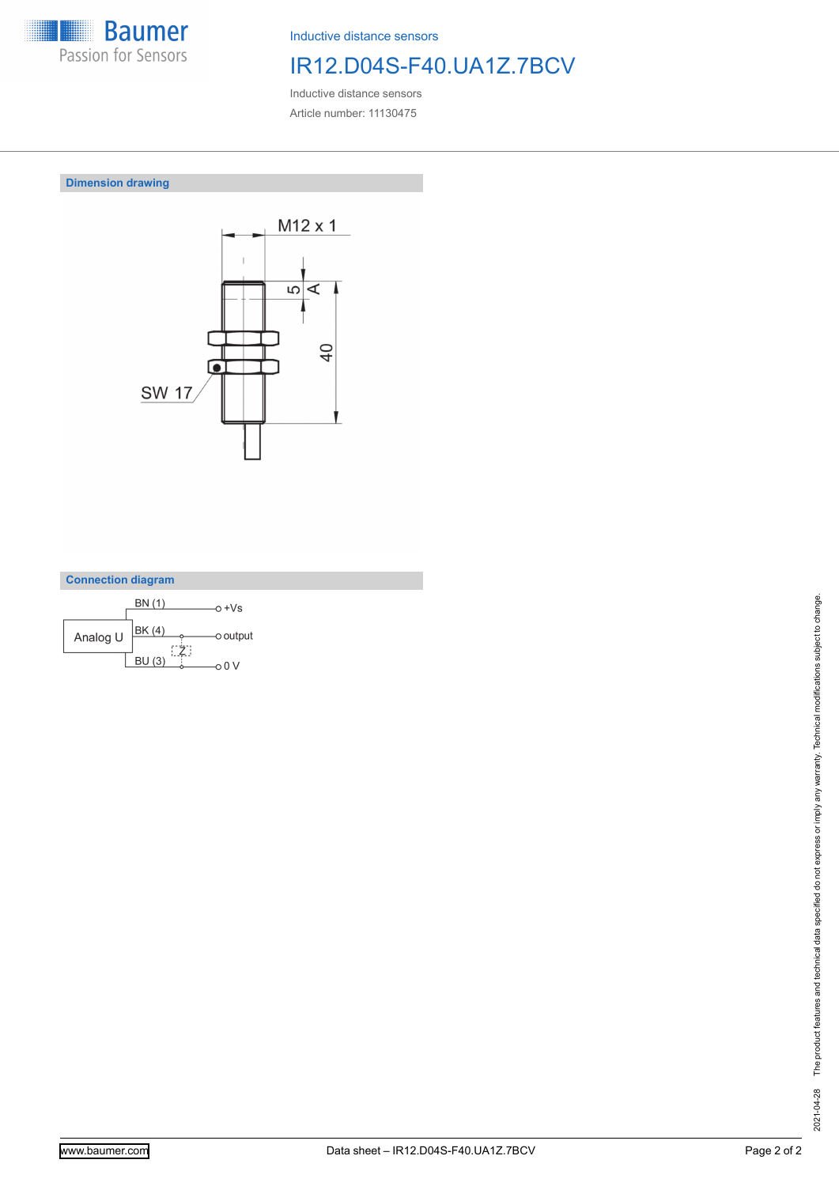Inductive distance sensors

# IR12.D04S-F40.UA1Z.7BCV

Inductive distance sensors

Article number: 11130475

## Dimension drawing

M12 x 1

5

A

40

SW 17

## Connection diagram

Analog U

BN (1)

+Vs

BK (4)

output

Z

BU (3)

0 V

2021-04-28 The product features and technical data specified do not express or imply any warranty. Technical modifications subject to change.

www.baumer.com

Data sheet – IR12.D04S-F40.UA1Z.7BCV